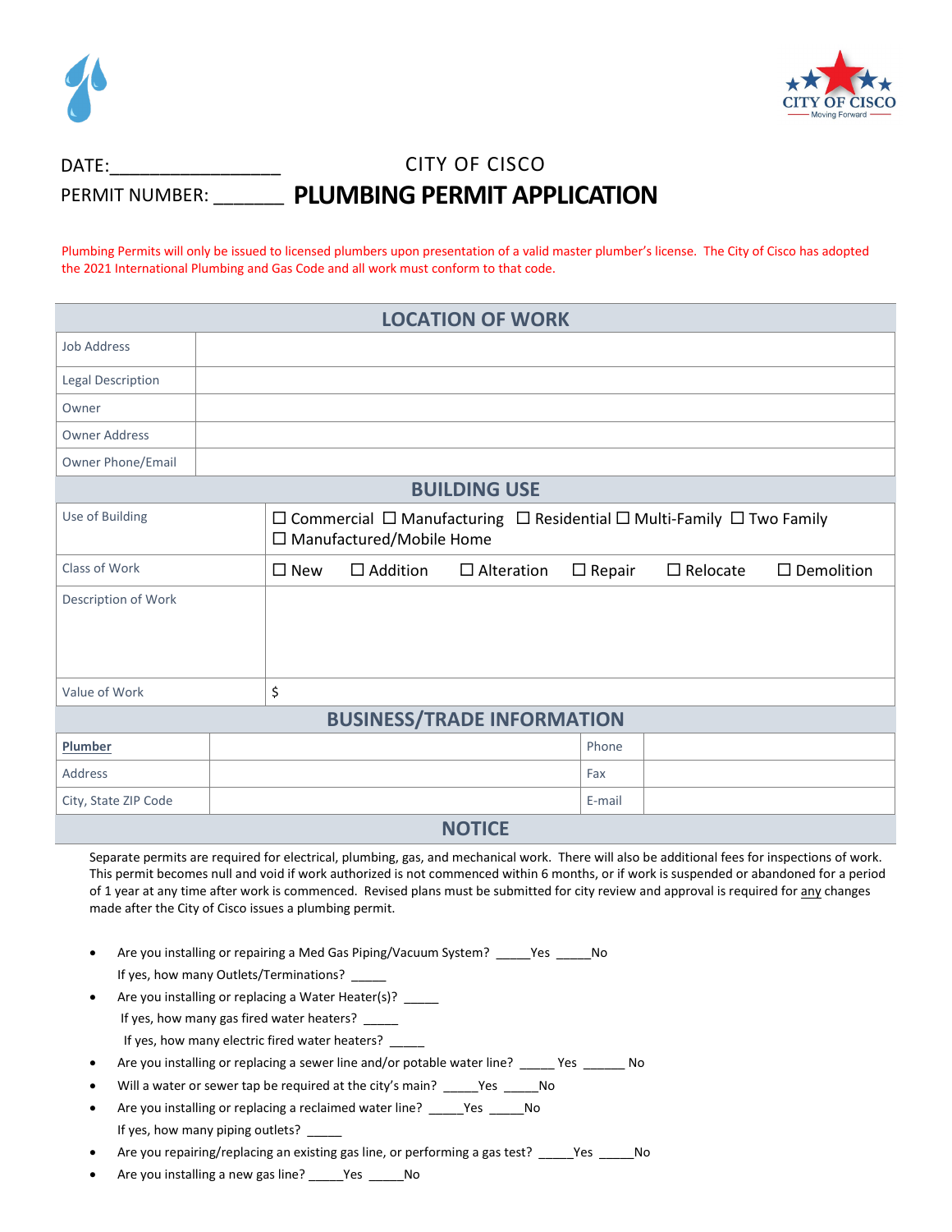DATE:_________________

PERMIT NUMBER: _______

# CITY OF CISCO
# PLUMBING PERMIT APPLICATION

Plumbing Permits will only be issued to licensed plumbers upon presentation of a valid master plumber's license. The City of Cisco has adopted the 2021 International Plumbing and Gas Code and all work must conform to that code.

## LOCATION OF WORK

| | |
|---|---|
| Job Address | |
| Legal Description | |
| Owner | |
| Owner Address | |
| Owner Phone/Email | |

## BUILDING USE

| | |
|---|---|
| Use of Building | ☐ Commercial ☐ Manufacturing ☐ Residential ☐ Multi-Family ☐ Two Family ☐ Manufactured/Mobile Home |
| Class of Work | ☐ New ☐ Addition ☐ Alteration ☐ Repair ☐ Relocate ☐ Demolition |
| Description of Work | |
| Value of Work | $ |

## BUSINESS/TRADE INFORMATION

| | | | |
|---|---|---|---|
| **Plumber** | | Phone | |
| Address | | Fax | |
| City, State ZIP Code | | E-mail | |

## NOTICE

Separate permits are required for electrical, plumbing, gas, and mechanical work. There will also be additional fees for inspections of work. This permit becomes null and void if work authorized is not commenced within 6 months, or if work is suspended or abandoned for a period of 1 year at any time after work is commenced. Revised plans must be submitted for city review and approval is required for any changes made after the City of Cisco issues a plumbing permit.

- Are you installing or repairing a Med Gas Piping/Vacuum System? _____Yes _____No
  If yes, how many Outlets/Terminations? _____
- Are you installing or replacing a Water Heater(s)? _____
  If yes, how many gas fired water heaters? _____
  If yes, how many electric fired water heaters? _____
- Are you installing or replacing a sewer line and/or potable water line? _____ Yes ______ No
- Will a water or sewer tap be required at the city's main? _____Yes _____No
- Are you installing or replacing a reclaimed water line? _____Yes _____No
  If yes, how many piping outlets? _____
- Are you repairing/replacing an existing gas line, or performing a gas test? _____Yes _____No
- Are you installing a new gas line? _____Yes _____No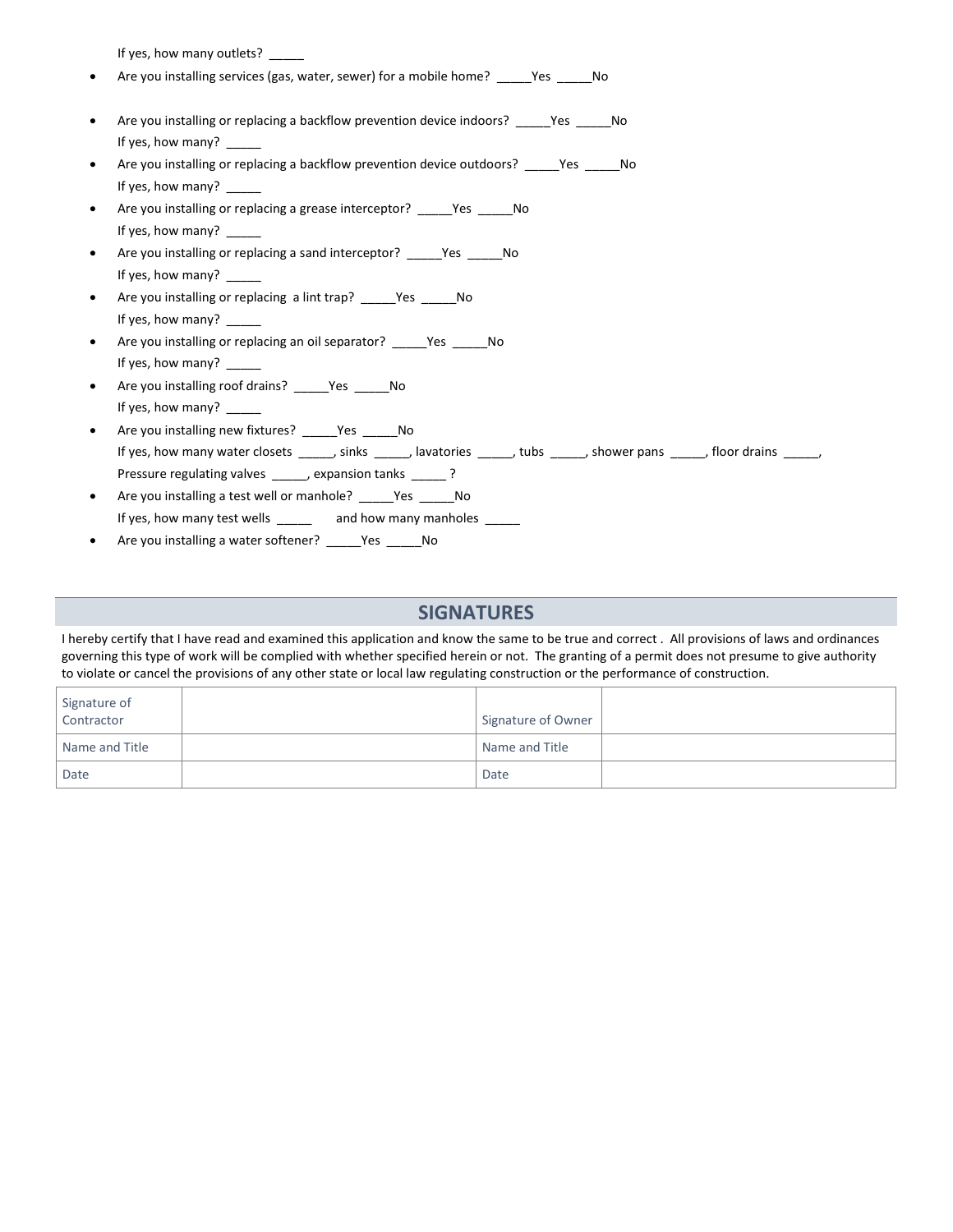If yes, how many outlets? _____

- Are you installing services (gas, water, sewer) for a mobile home? _____Yes _____No

- Are you installing or replacing a backflow prevention device indoors? _____Yes _____No
  If yes, how many? _____
- Are you installing or replacing a backflow prevention device outdoors? _____Yes _____No
  If yes, how many? _____
- Are you installing or replacing a grease interceptor? _____Yes _____No
  If yes, how many? _____
- Are you installing or replacing a sand interceptor? _____Yes _____No
  If yes, how many? _____
- Are you installing or replacing a lint trap? _____Yes _____No
  If yes, how many? _____
- Are you installing or replacing an oil separator? _____Yes _____No
  If yes, how many? _____
- Are you installing roof drains? _____Yes _____No
  If yes, how many? _____
- Are you installing new fixtures? _____Yes _____No
  If yes, how many water closets _____, sinks _____, lavatories _____, tubs _____, shower pans _____, floor drains _____, Pressure regulating valves _____, expansion tanks _____ ?
- Are you installing a test well or manhole? _____Yes _____No
  If yes, how many test wells _____ and how many manholes _____
- Are you installing a water softener? _____Yes _____No

## SIGNATURES

I hereby certify that I have read and examined this application and know the same to be true and correct . All provisions of laws and ordinances governing this type of work will be complied with whether specified herein or not. The granting of a permit does not presume to give authority to violate or cancel the provisions of any other state or local law regulating construction or the performance of construction.

| | | | |
|---|---|---|---|
| Signature of Contractor | | Signature of Owner | |
| Name and Title | | Name and Title | |
| Date | | Date | |